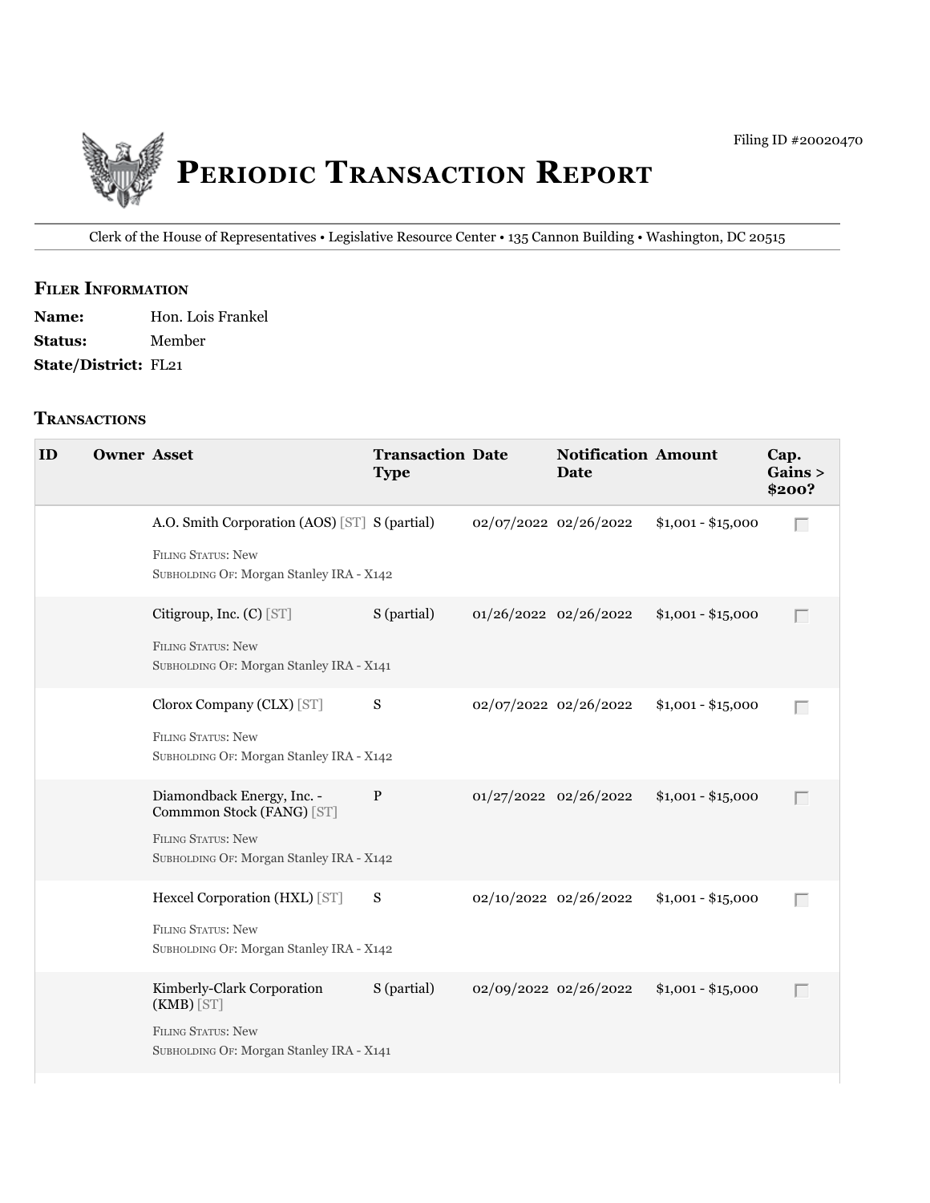Filing ID #20020470

# Periodic Transaction Report

Clerk of the House of Representatives • Legislative Resource Center • 135 Cannon Building • Washington, DC 20515

## Filer Information

**Name:** Hon. Lois Frankel

**Status:** Member

**State/District:** FL21

## Transactions

| ID | Owner | Asset | Transaction Type | Date | Notification Date | Amount | Cap. Gains > $200? |
|---|---|---|---|---|---|---|---|
| | | A.O. Smith Corporation (AOS) [ST]<br>Filing Status: New<br>Subholding Of: Morgan Stanley IRA - X142 | S (partial) | 02/07/2022 | 02/26/2022 | $1,001 - $15,000 | |
| | | Citigroup, Inc. (C) [ST]<br>Filing Status: New<br>Subholding Of: Morgan Stanley IRA - X141 | S (partial) | 01/26/2022 | 02/26/2022 | $1,001 - $15,000 | |
| | | Clorox Company (CLX) [ST]<br>Filing Status: New<br>Subholding Of: Morgan Stanley IRA - X142 | S | 02/07/2022 | 02/26/2022 | $1,001 - $15,000 | |
| | | Diamondback Energy, Inc. - Commmon Stock (FANG) [ST]<br>Filing Status: New<br>Subholding Of: Morgan Stanley IRA - X142 | P | 01/27/2022 | 02/26/2022 | $1,001 - $15,000 | |
| | | Hexcel Corporation (HXL) [ST]<br>Filing Status: New<br>Subholding Of: Morgan Stanley IRA - X142 | S | 02/10/2022 | 02/26/2022 | $1,001 - $15,000 | |
| | | Kimberly-Clark Corporation (KMB) [ST]<br>Filing Status: New<br>Subholding Of: Morgan Stanley IRA - X141 | S (partial) | 02/09/2022 | 02/26/2022 | $1,001 - $15,000 | |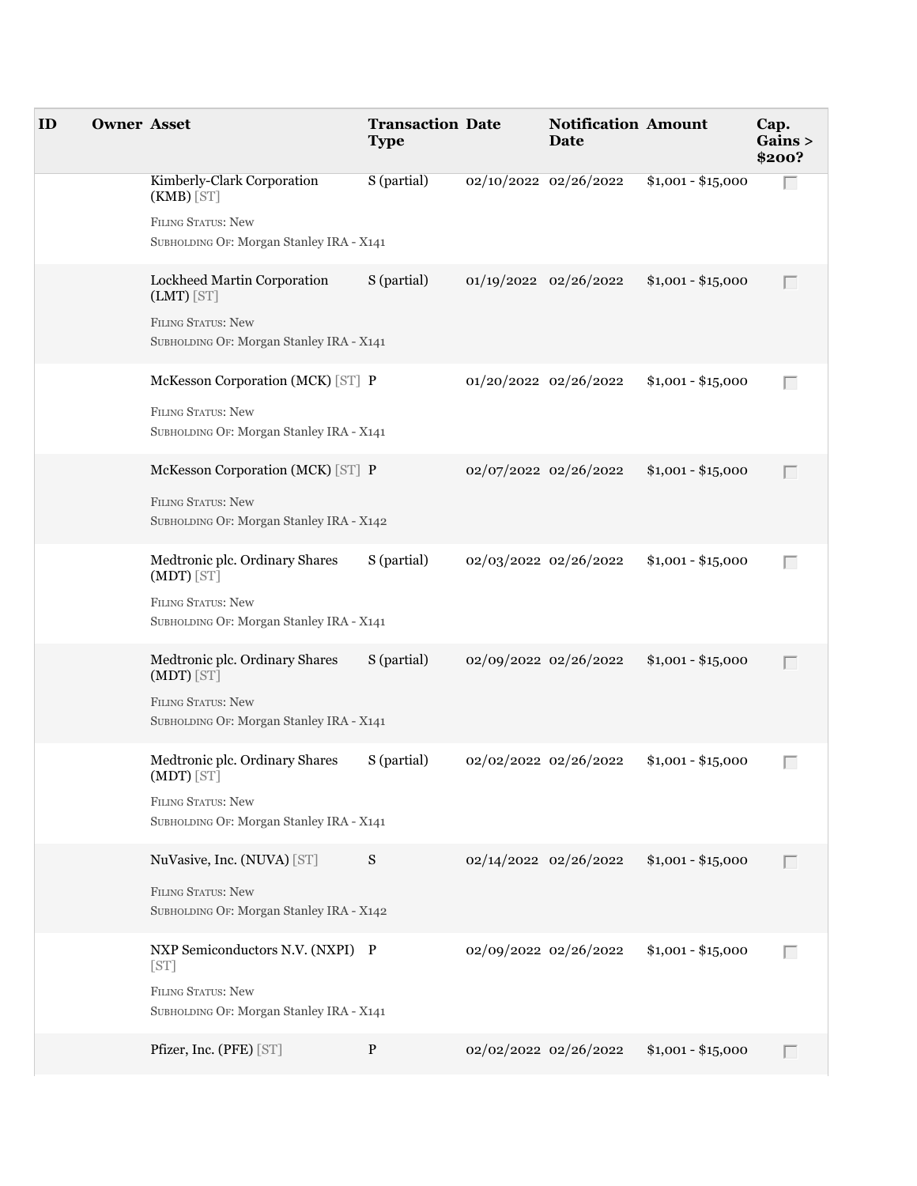| ID | Owner | Asset | Transaction Type | Date | Notification Date | Amount | Cap. Gains > $200? |
| --- | --- | --- | --- | --- | --- | --- | --- |
| | | Kimberly-Clark Corporation (KMB) [ST]<br>FILING STATUS: New<br>SUBHOLDING OF: Morgan Stanley IRA - X141 | S (partial) | 02/10/2022 | 02/26/2022 | $1,001 - $15,000 | |
| | | Lockheed Martin Corporation (LMT) [ST]<br>FILING STATUS: New<br>SUBHOLDING OF: Morgan Stanley IRA - X141 | S (partial) | 01/19/2022 | 02/26/2022 | $1,001 - $15,000 | |
| | | McKesson Corporation (MCK) [ST]<br>FILING STATUS: New<br>SUBHOLDING OF: Morgan Stanley IRA - X141 | P | 01/20/2022 | 02/26/2022 | $1,001 - $15,000 | |
| | | McKesson Corporation (MCK) [ST]<br>FILING STATUS: New<br>SUBHOLDING OF: Morgan Stanley IRA - X142 | P | 02/07/2022 | 02/26/2022 | $1,001 - $15,000 | |
| | | Medtronic plc. Ordinary Shares (MDT) [ST]<br>FILING STATUS: New<br>SUBHOLDING OF: Morgan Stanley IRA - X141 | S (partial) | 02/03/2022 | 02/26/2022 | $1,001 - $15,000 | |
| | | Medtronic plc. Ordinary Shares (MDT) [ST]<br>FILING STATUS: New<br>SUBHOLDING OF: Morgan Stanley IRA - X141 | S (partial) | 02/09/2022 | 02/26/2022 | $1,001 - $15,000 | |
| | | Medtronic plc. Ordinary Shares (MDT) [ST]<br>FILING STATUS: New<br>SUBHOLDING OF: Morgan Stanley IRA - X141 | S (partial) | 02/02/2022 | 02/26/2022 | $1,001 - $15,000 | |
| | | NuVasive, Inc. (NUVA) [ST]<br>FILING STATUS: New<br>SUBHOLDING OF: Morgan Stanley IRA - X142 | S | 02/14/2022 | 02/26/2022 | $1,001 - $15,000 | |
| | | NXP Semiconductors N.V. (NXPI) [ST]<br>FILING STATUS: New<br>SUBHOLDING OF: Morgan Stanley IRA - X141 | P | 02/09/2022 | 02/26/2022 | $1,001 - $15,000 | |
| | | Pfizer, Inc. (PFE) [ST] | P | 02/02/2022 | 02/26/2022 | $1,001 - $15,000 | |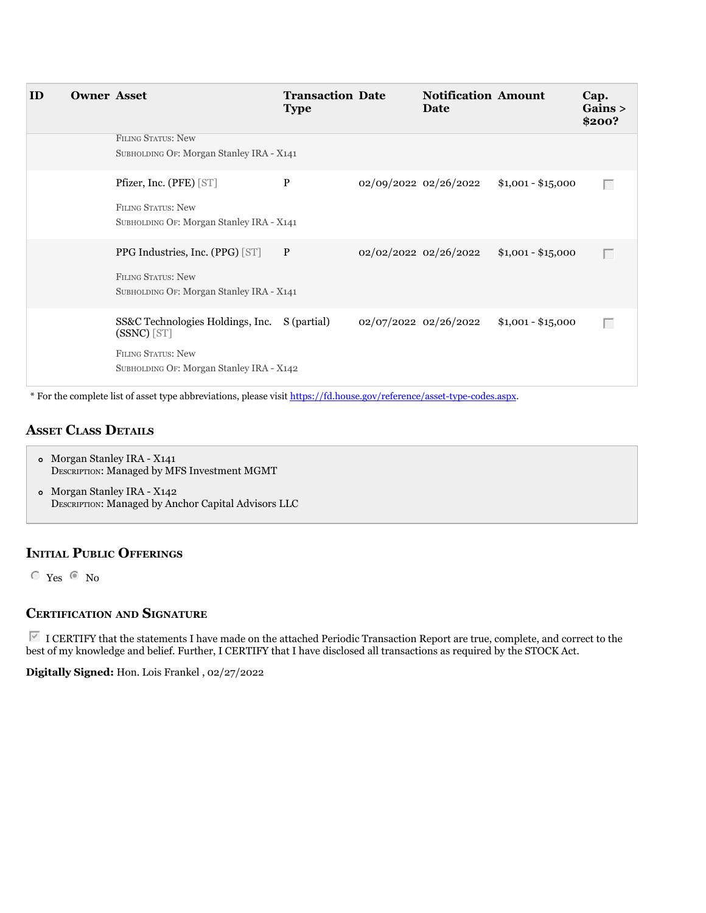| ID | Owner | Asset | Transaction Type | Date | Notification Date | Amount | Cap. Gains > $200? |
|---|---|---|---|---|---|---|---|
| | | FILING STATUS: New<br>SUBHOLDING OF: Morgan Stanley IRA - X141 | | | | | |
| | | Pfizer, Inc. (PFE) [ST]<br><br>FILING STATUS: New<br>SUBHOLDING OF: Morgan Stanley IRA - X141 | P | 02/09/2022 | 02/26/2022 | $1,001 - $15,000 | ☐ |
| | | PPG Industries, Inc. (PPG) [ST]<br><br>FILING STATUS: New<br>SUBHOLDING OF: Morgan Stanley IRA - X141 | P | 02/02/2022 | 02/26/2022 | $1,001 - $15,000 | ☐ |
| | | SS&C Technologies Holdings, Inc. (SSNC) [ST]<br><br>FILING STATUS: New<br>SUBHOLDING OF: Morgan Stanley IRA - X142 | S (partial) | 02/07/2022 | 02/26/2022 | $1,001 - $15,000 | ☐ |

* For the complete list of asset type abbreviations, please visit https://fd.house.gov/reference/asset-type-codes.aspx.

## Asset Class Details

- Morgan Stanley IRA - X141
  DESCRIPTION: Managed by MFS Investment MGMT
- Morgan Stanley IRA - X142
  DESCRIPTION: Managed by Anchor Capital Advisors LLC

## Initial Public Offerings

○ Yes ◉ No

## Certification and Signature

☑ I CERTIFY that the statements I have made on the attached Periodic Transaction Report are true, complete, and correct to the best of my knowledge and belief. Further, I CERTIFY that I have disclosed all transactions as required by the STOCK Act.

**Digitally Signed:** Hon. Lois Frankel , 02/27/2022